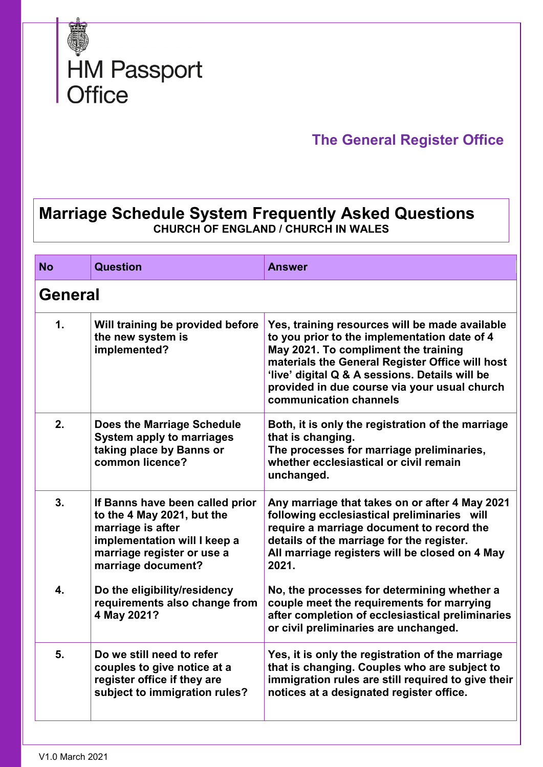HM Passport Office

## The General Register Office

# Marriage Schedule System Frequently Asked Questions

**CHURCH OF ENGLAND / CHURCH IN WALES**

| No | Question | Answer |
|---|---|---|
| **General** | | |
| **1.** | **Will training be provided before the new system is implemented?** | **Yes, training resources will be made available to you prior to the implementation date of 4 May 2021. To compliment the training materials the General Register Office will host 'live' digital Q & A sessions. Details will be provided in due course via your usual church communication channels** |
| **2.** | **Does the Marriage Schedule System apply to marriages taking place by Banns or common licence?** | **Both, it is only the registration of the marriage that is changing. The processes for marriage preliminaries, whether ecclesiastical or civil remain unchanged.** |
| **3.** | **If Banns have been called prior to the 4 May 2021, but the marriage is after implementation will I keep a marriage register or use a marriage document?** | **Any marriage that takes on or after 4 May 2021 following ecclesiastical preliminaries will require a marriage document to record the details of the marriage for the register. All marriage registers will be closed on 4 May 2021.** |
| **4.** | **Do the eligibility/residency requirements also change from 4 May 2021?** | **No, the processes for determining whether a couple meet the requirements for marrying after completion of ecclesiastical preliminaries or civil preliminaries are unchanged.** |
| **5.** | **Do we still need to refer couples to give notice at a register office if they are subject to immigration rules?** | **Yes, it is only the registration of the marriage that is changing. Couples who are subject to immigration rules are still required to give their notices at a designated register office.** |

V1.0 March 2021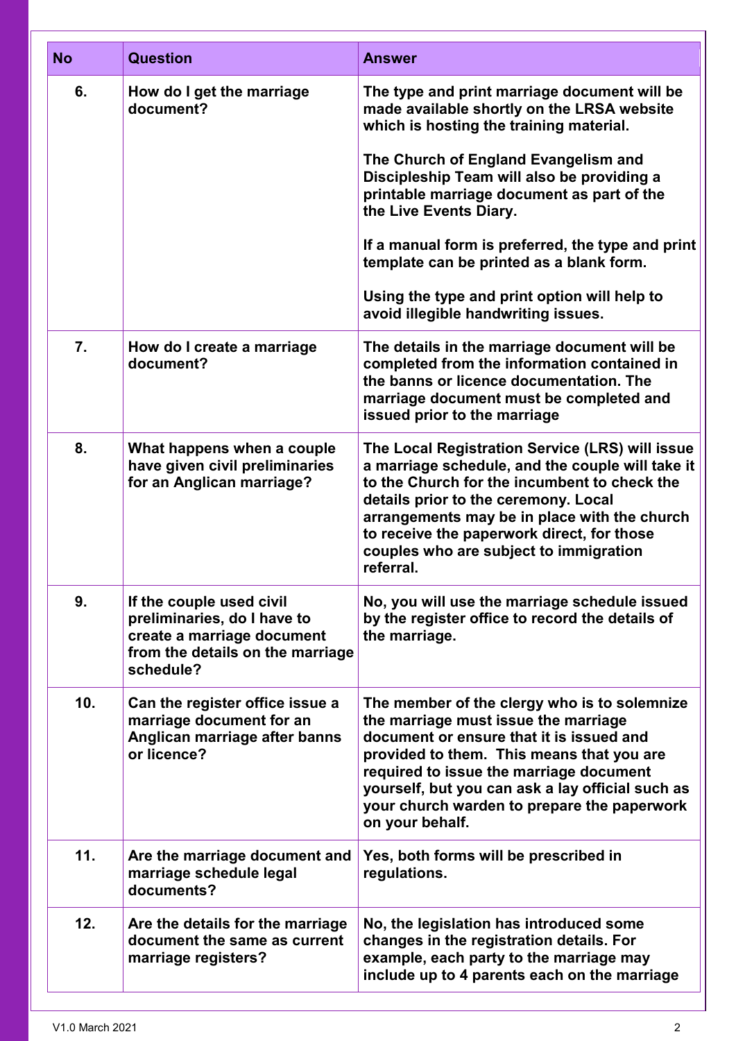| No | Question | Answer |
|---|---|---|
| 6. | How do I get the marriage document? | The type and print marriage document will be made available shortly on the LRSA website which is hosting the training material.<br><br>The Church of England Evangelism and Discipleship Team will also be providing a printable marriage document as part of the the Live Events Diary.<br><br>If a manual form is preferred, the type and print template can be printed as a blank form.<br><br>Using the type and print option will help to avoid illegible handwriting issues. |
| 7. | How do I create a marriage document? | The details in the marriage document will be completed from the information contained in the banns or licence documentation. The marriage document must be completed and issued prior to the marriage |
| 8. | What happens when a couple have given civil preliminaries for an Anglican marriage? | The Local Registration Service (LRS) will issue a marriage schedule, and the couple will take it to the Church for the incumbent to check the details prior to the ceremony. Local arrangements may be in place with the church to receive the paperwork direct, for those couples who are subject to immigration referral. |
| 9. | If the couple used civil preliminaries, do I have to create a marriage document from the details on the marriage schedule? | No, you will use the marriage schedule issued by the register office to record the details of the marriage. |
| 10. | Can the register office issue a marriage document for an Anglican marriage after banns or licence? | The member of the clergy who is to solemnize the marriage must issue the marriage document or ensure that it is issued and provided to them. This means that you are required to issue the marriage document yourself, but you can ask a lay official such as your church warden to prepare the paperwork on your behalf. |
| 11. | Are the marriage document and marriage schedule legal documents? | Yes, both forms will be prescribed in regulations. |
| 12. | Are the details for the marriage document the same as current marriage registers? | No, the legislation has introduced some changes in the registration details. For example, each party to the marriage may include up to 4 parents each on the marriage |

V1.0 March 2021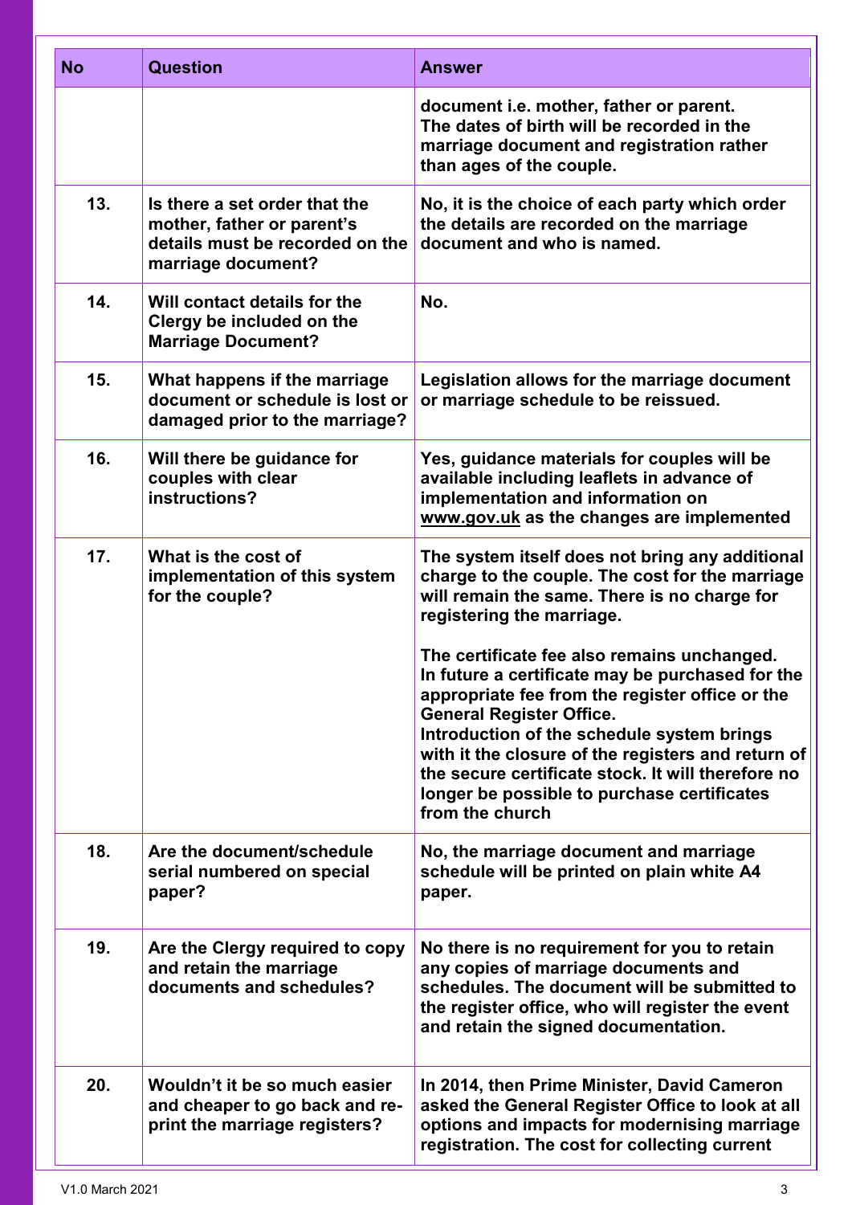| No | Question | Answer |
|---|---|---|
| | | **document i.e. mother, father or parent. The dates of birth will be recorded in the marriage document and registration rather than ages of the couple.** |
| **13.** | **Is there a set order that the mother, father or parent's details must be recorded on the marriage document?** | **No, it is the choice of each party which order the details are recorded on the marriage document and who is named.** |
| **14.** | **Will contact details for the Clergy be included on the Marriage Document?** | **No.** |
| **15.** | **What happens if the marriage document or schedule is lost or damaged prior to the marriage?** | **Legislation allows for the marriage document or marriage schedule to be reissued.** |
| **16.** | **Will there be guidance for couples with clear instructions?** | **Yes, guidance materials for couples will be available including leaflets in advance of implementation and information on www.gov.uk as the changes are implemented** |
| **17.** | **What is the cost of implementation of this system for the couple?** | **The system itself does not bring any additional charge to the couple. The cost for the marriage will remain the same. There is no charge for registering the marriage.** <br><br> **The certificate fee also remains unchanged. In future a certificate may be purchased for the appropriate fee from the register office or the General Register Office. Introduction of the schedule system brings with it the closure of the registers and return of the secure certificate stock. It will therefore no longer be possible to purchase certificates from the church** |
| **18.** | **Are the document/schedule serial numbered on special paper?** | **No, the marriage document and marriage schedule will be printed on plain white A4 paper.** |
| **19.** | **Are the Clergy required to copy and retain the marriage documents and schedules?** | **No there is no requirement for you to retain any copies of marriage documents and schedules. The document will be submitted to the register office, who will register the event and retain the signed documentation.** |
| **20.** | **Wouldn't it be so much easier and cheaper to go back and re-print the marriage registers?** | **In 2014, then Prime Minister, David Cameron asked the General Register Office to look at all options and impacts for modernising marriage registration. The cost for collecting current** |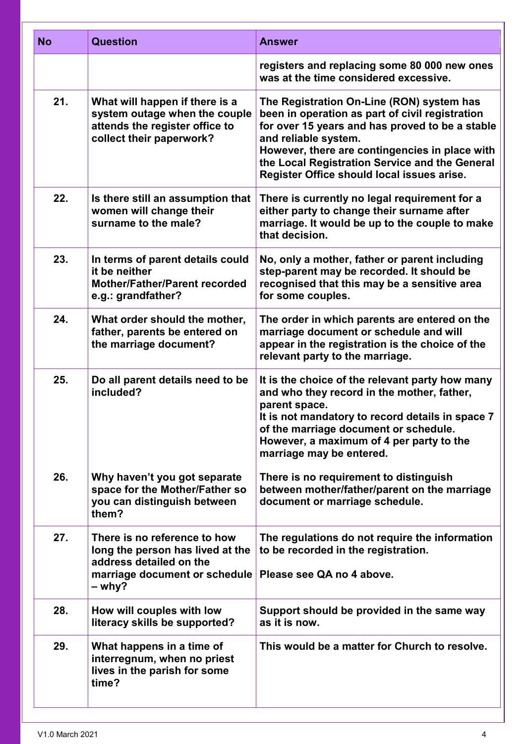| No | Question | Answer |
|---|---|---|
| | | registers and replacing some 80 000 new ones was at the time considered excessive. |
| 21. | What will happen if there is a system outage when the couple attends the register office to collect their paperwork? | The Registration On-Line (RON) system has been in operation as part of civil registration for over 15 years and has proved to be a stable and reliable system.<br>However, there are contingencies in place with the Local Registration Service and the General Register Office should local issues arise. |
| 22. | Is there still an assumption that women will change their surname to the male? | There is currently no legal requirement for a either party to change their surname after marriage. It would be up to the couple to make that decision. |
| 23. | In terms of parent details could it be neither Mother/Father/Parent recorded e.g.: grandfather? | No, only a mother, father or parent including step-parent may be recorded. It should be recognised that this may be a sensitive area for some couples. |
| 24. | What order should the mother, father, parents be entered on the marriage document? | The order in which parents are entered on the marriage document or schedule and will appear in the registration is the choice of the relevant party to the marriage. |
| 25. | Do all parent details need to be included? | It is the choice of the relevant party how many and who they record in the mother, father, parent space.<br>It is not mandatory to record details in space 7 of the marriage document or schedule.<br>However, a maximum of 4 per party to the marriage may be entered. |
| 26. | Why haven't you got separate space for the Mother/Father so you can distinguish between them? | There is no requirement to distinguish between mother/father/parent on the marriage document or marriage schedule. |
| 27. | There is no reference to how long the person has lived at the address detailed on the marriage document or schedule – why? | The regulations do not require the information to be recorded in the registration.<br><br>Please see QA no 4 above. |
| 28. | How will couples with low literacy skills be supported? | Support should be provided in the same way as it is now. |
| 29. | What happens in a time of interregnum, when no priest lives in the parish for some time? | This would be a matter for Church to resolve. |

V1.0 March 2021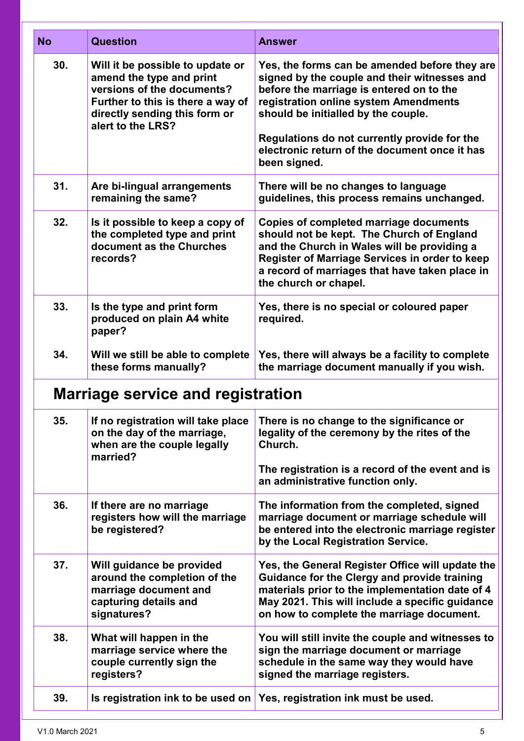| No | Question | Answer |
|---|---|---|
| 30. | Will it be possible to update or amend the type and print versions of the documents? Further to this is there a way of directly sending this form or alert to the LRS? | Yes, the forms can be amended before they are signed by the couple and their witnesses and before the marriage is entered on to the registration online system Amendments should be initialled by the couple.<br><br>Regulations do not currently provide for the electronic return of the document once it has been signed. |
| 31. | Are bi-lingual arrangements remaining the same? | There will be no changes to language guidelines, this process remains unchanged. |
| 32. | Is it possible to keep a copy of the completed type and print document as the Churches records? | Copies of completed marriage documents should not be kept. The Church of England and the Church in Wales will be providing a Register of Marriage Services in order to keep a record of marriages that have taken place in the church or chapel. |
| 33. | Is the type and print form produced on plain A4 white paper? | Yes, there is no special or coloured paper required. |
| 34. | Will we still be able to complete these forms manually? | Yes, there will always be a facility to complete the marriage document manually if you wish. |

## Marriage service and registration

| No | Question | Answer |
|---|---|---|
| 35. | If no registration will take place on the day of the marriage, when are the couple legally married? | There is no change to the significance or legality of the ceremony by the rites of the Church.<br><br>The registration is a record of the event and is an administrative function only. |
| 36. | If there are no marriage registers how will the marriage be registered? | The information from the completed, signed marriage document or marriage schedule will be entered into the electronic marriage register by the Local Registration Service. |
| 37. | Will guidance be provided around the completion of the marriage document and capturing details and signatures? | Yes, the General Register Office will update the Guidance for the Clergy and provide training materials prior to the implementation date of 4 May 2021. This will include a specific guidance on how to complete the marriage document. |
| 38. | What will happen in the marriage service where the couple currently sign the registers? | You will still invite the couple and witnesses to sign the marriage document or marriage schedule in the same way they would have signed the marriage registers. |
| 39. | Is registration ink to be used on | Yes, registration ink must be used. |

V1.0 March 2021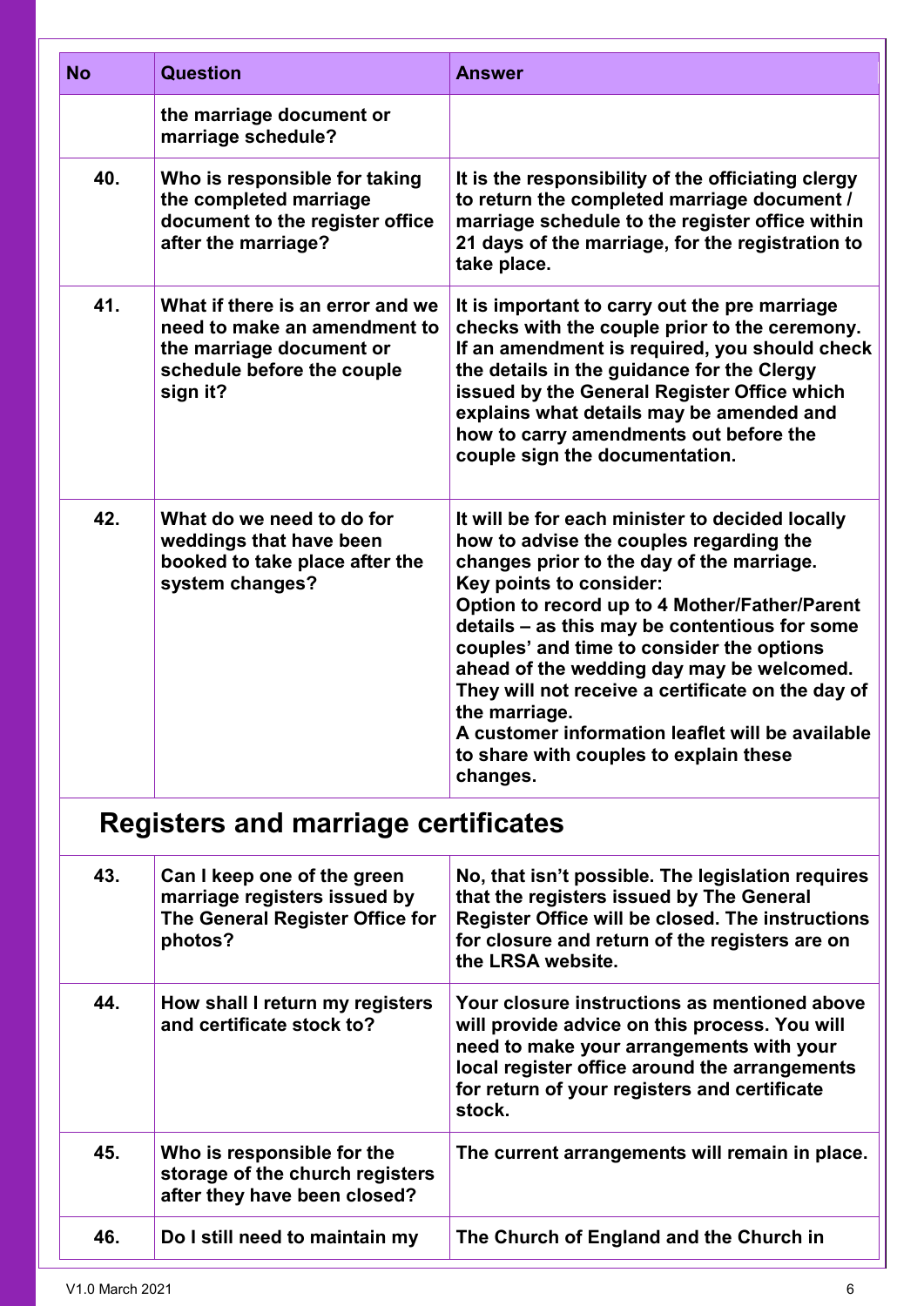| No | Question | Answer |
|---|---|---|
| | the marriage document or marriage schedule? | |
| 40. | Who is responsible for taking the completed marriage document to the register office after the marriage? | It is the responsibility of the officiating clergy to return the completed marriage document / marriage schedule to the register office within 21 days of the marriage, for the registration to take place. |
| 41. | What if there is an error and we need to make an amendment to the marriage document or schedule before the couple sign it? | It is important to carry out the pre marriage checks with the couple prior to the ceremony. If an amendment is required, you should check the details in the guidance for the Clergy issued by the General Register Office which explains what details may be amended and how to carry amendments out before the couple sign the documentation. |
| 42. | What do we need to do for weddings that have been booked to take place after the system changes? | It will be for each minister to decided locally how to advise the couples regarding the changes prior to the day of the marriage.<br>Key points to consider:<br>Option to record up to 4 Mother/Father/Parent details – as this may be contentious for some couples' and time to consider the options ahead of the wedding day may be welcomed.<br>They will not receive a certificate on the day of the marriage.<br>A customer information leaflet will be available to share with couples to explain these changes. |

## Registers and marriage certificates

| No | Question | Answer |
|---|---|---|
| 43. | Can I keep one of the green marriage registers issued by The General Register Office for photos? | No, that isn't possible. The legislation requires that the registers issued by The General Register Office will be closed. The instructions for closure and return of the registers are on the LRSA website. |
| 44. | How shall I return my registers and certificate stock to? | Your closure instructions as mentioned above will provide advice on this process. You will need to make your arrangements with your local register office around the arrangements for return of your registers and certificate stock. |
| 45. | Who is responsible for the storage of the church registers after they have been closed? | The current arrangements will remain in place. |
| 46. | Do I still need to maintain my | The Church of England and the Church in |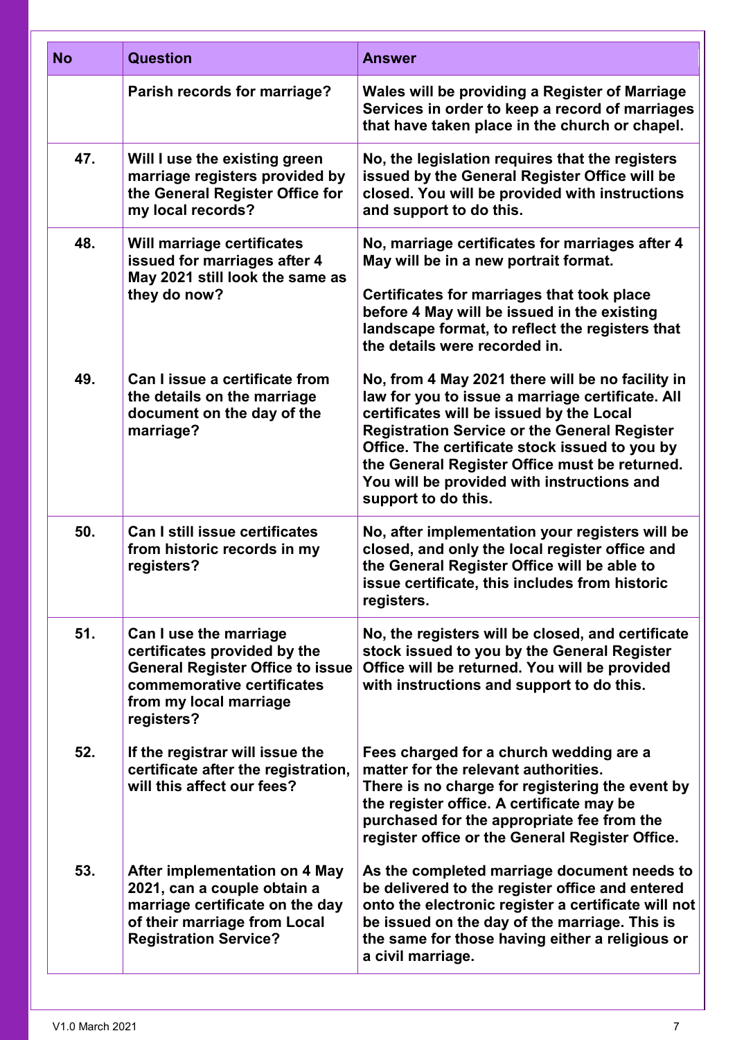| No | Question | Answer |
|---|---|---|
| | **Parish records for marriage?** | **Wales will be providing a Register of Marriage Services in order to keep a record of marriages that have taken place in the church or chapel.** |
| **47.** | **Will I use the existing green marriage registers provided by the General Register Office for my local records?** | **No, the legislation requires that the registers issued by the General Register Office will be closed. You will be provided with instructions and support to do this.** |
| **48.** | **Will marriage certificates issued for marriages after 4 May 2021 still look the same as they do now?** | **No, marriage certificates for marriages after 4 May will be in a new portrait format.**<br><br>**Certificates for marriages that took place before 4 May will be issued in the existing landscape format, to reflect the registers that the details were recorded in.** |
| **49.** | **Can I issue a certificate from the details on the marriage document on the day of the marriage?** | **No, from 4 May 2021 there will be no facility in law for you to issue a marriage certificate. All certificates will be issued by the Local Registration Service or the General Register Office. The certificate stock issued to you by the General Register Office must be returned. You will be provided with instructions and support to do this.** |
| **50.** | **Can I still issue certificates from historic records in my registers?** | **No, after implementation your registers will be closed, and only the local register office and the General Register Office will be able to issue certificate, this includes from historic registers.** |
| **51.** | **Can I use the marriage certificates provided by the General Register Office to issue commemorative certificates from my local marriage registers?** | **No, the registers will be closed, and certificate stock issued to you by the General Register Office will be returned. You will be provided with instructions and support to do this.** |
| **52.** | **If the registrar will issue the certificate after the registration, will this affect our fees?** | **Fees charged for a church wedding are a matter for the relevant authorities.**<br>**There is no charge for registering the event by the register office. A certificate may be purchased for the appropriate fee from the register office or the General Register Office.** |
| **53.** | **After implementation on 4 May 2021, can a couple obtain a marriage certificate on the day of their marriage from Local Registration Service?** | **As the completed marriage document needs to be delivered to the register office and entered onto the electronic register a certificate will not be issued on the day of the marriage. This is the same for those having either a religious or a civil marriage.** |

V1.0 March 2021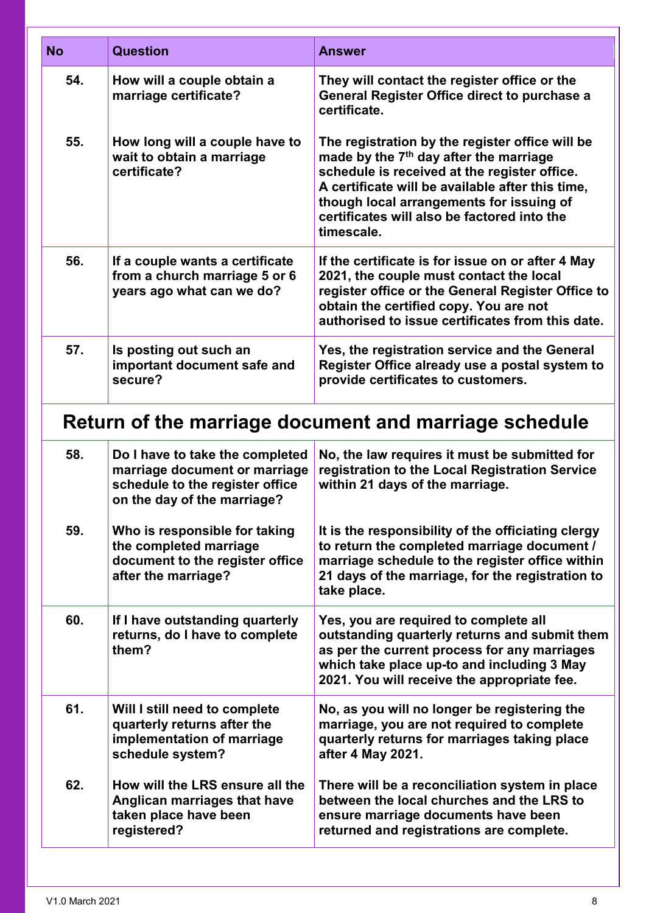| No | Question | Answer |
|---|---|---|
| 54. | How will a couple obtain a marriage certificate? | They will contact the register office or the General Register Office direct to purchase a certificate. |
| 55. | How long will a couple have to wait to obtain a marriage certificate? | The registration by the register office will be made by the 7th day after the marriage schedule is received at the register office. A certificate will be available after this time, though local arrangements for issuing of certificates will also be factored into the timescale. |
| 56. | If a couple wants a certificate from a church marriage 5 or 6 years ago what can we do? | If the certificate is for issue on or after 4 May 2021, the couple must contact the local register office or the General Register Office to obtain the certified copy. You are not authorised to issue certificates from this date. |
| 57. | Is posting out such an important document safe and secure? | Yes, the registration service and the General Register Office already use a postal system to provide certificates to customers. |

## Return of the marriage document and marriage schedule

| No | Question | Answer |
|---|---|---|
| 58. | Do I have to take the completed marriage document or marriage schedule to the register office on the day of the marriage? | No, the law requires it must be submitted for registration to the Local Registration Service within 21 days of the marriage. |
| 59. | Who is responsible for taking the completed marriage document to the register office after the marriage? | It is the responsibility of the officiating clergy to return the completed marriage document / marriage schedule to the register office within 21 days of the marriage, for the registration to take place. |
| 60. | If I have outstanding quarterly returns, do I have to complete them? | Yes, you are required to complete all outstanding quarterly returns and submit them as per the current process for any marriages which take place up-to and including 3 May 2021. You will receive the appropriate fee. |
| 61. | Will I still need to complete quarterly returns after the implementation of marriage schedule system? | No, as you will no longer be registering the marriage, you are not required to complete quarterly returns for marriages taking place after 4 May 2021. |
| 62. | How will the LRS ensure all the Anglican marriages that have taken place have been registered? | There will be a reconciliation system in place between the local churches and the LRS to ensure marriage documents have been returned and registrations are complete. |

V1.0 March 2021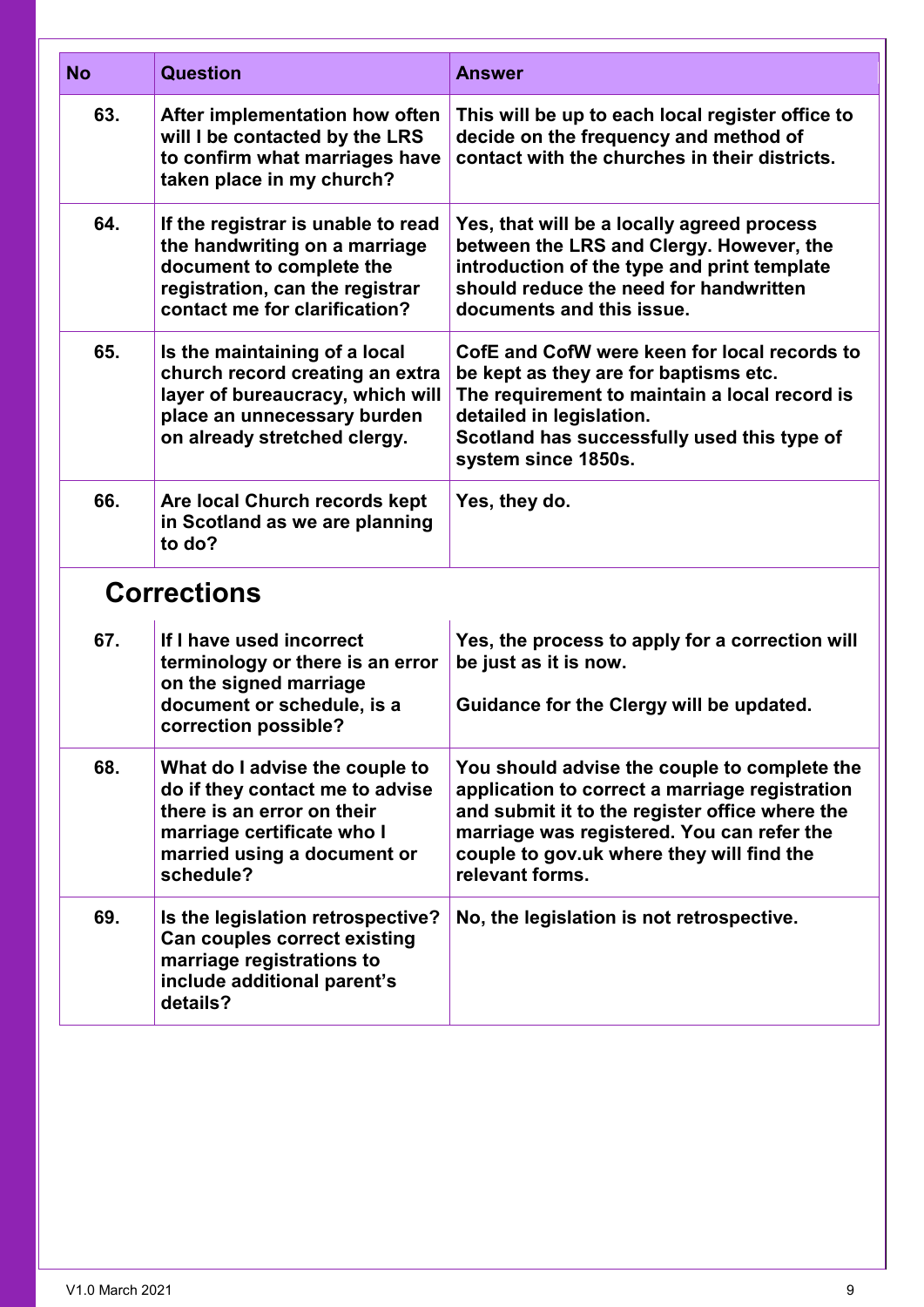| No | Question | Answer |
|---|---|---|
| 63. | After implementation how often will I be contacted by the LRS to confirm what marriages have taken place in my church? | This will be up to each local register office to decide on the frequency and method of contact with the churches in their districts. |
| 64. | If the registrar is unable to read the handwriting on a marriage document to complete the registration, can the registrar contact me for clarification? | Yes, that will be a locally agreed process between the LRS and Clergy. However, the introduction of the type and print template should reduce the need for handwritten documents and this issue. |
| 65. | Is the maintaining of a local church record creating an extra layer of bureaucracy, which will place an unnecessary burden on already stretched clergy. | CofE and CofW were keen for local records to be kept as they are for baptisms etc. The requirement to maintain a local record is detailed in legislation. Scotland has successfully used this type of system since 1850s. |
| 66. | Are local Church records kept in Scotland as we are planning to do? | Yes, they do. |

## Corrections

| No | Question | Answer |
|---|---|---|
| 67. | If I have used incorrect terminology or there is an error on the signed marriage document or schedule, is a correction possible? | Yes, the process to apply for a correction will be just as it is now.<br><br>Guidance for the Clergy will be updated. |
| 68. | What do I advise the couple to do if they contact me to advise there is an error on their marriage certificate who I married using a document or schedule? | You should advise the couple to complete the application to correct a marriage registration and submit it to the register office where the marriage was registered. You can refer the couple to gov.uk where they will find the relevant forms. |
| 69. | Is the legislation retrospective? Can couples correct existing marriage registrations to include additional parent's details? | No, the legislation is not retrospective. |